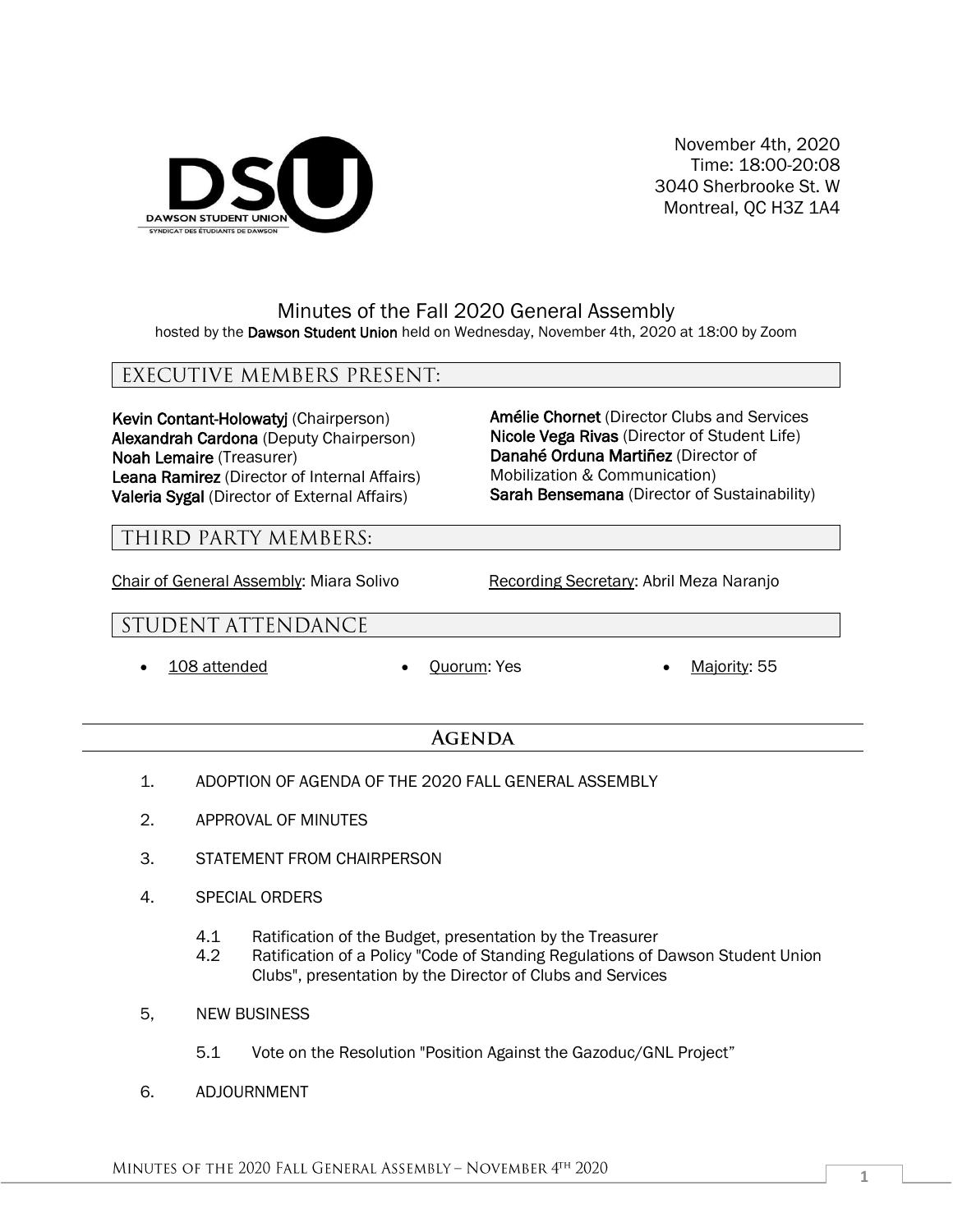DSU
DAWSON STUDENT UNION
SYNDICAT DES ÉTUDIANTS DE DAWSON

November 4th, 2020
Time: 18:00-20:08
3040 Sherbrooke St. W
Montreal, QC H3Z 1A4

# Minutes of the Fall 2020 General Assembly

hosted by the **Dawson Student Union** held on Wednesday, November 4th, 2020 at 18:00 by Zoom

## EXECUTIVE MEMBERS PRESENT:

**Kevin Contant-Holowatyj** (Chairperson)
**Alexandrah Cardona** (Deputy Chairperson)
**Noah Lemaire** (Treasurer)
**Leana Ramirez** (Director of Internal Affairs)
**Valeria Sygal** (Director of External Affairs)
**Amélie Chornet** (Director Clubs and Services
**Nicole Vega Rivas** (Director of Student Life)
**Danahé Orduna Martiñez** (Director of Mobilization & Communication)
**Sarah Bensemana** (Director of Sustainability)

## THIRD PARTY MEMBERS:

Chair of General Assembly: Miara Solivo

Recording Secretary: Abril Meza Naranjo

## STUDENT ATTENDANCE

- 108 attended
- Quorum: Yes
- Majority: 55

## Agenda

1. ADOPTION OF AGENDA OF THE 2020 FALL GENERAL ASSEMBLY
2. APPROVAL OF MINUTES
3. STATEMENT FROM CHAIRPERSON
4. SPECIAL ORDERS
   - 4.1 Ratification of the Budget, presentation by the Treasurer
   - 4.2 Ratification of a Policy "Code of Standing Regulations of Dawson Student Union Clubs", presentation by the Director of Clubs and Services
5, NEW BUSINESS
   - 5.1 Vote on the Resolution "Position Against the Gazoduc/GNL Project"
6. ADJOURNMENT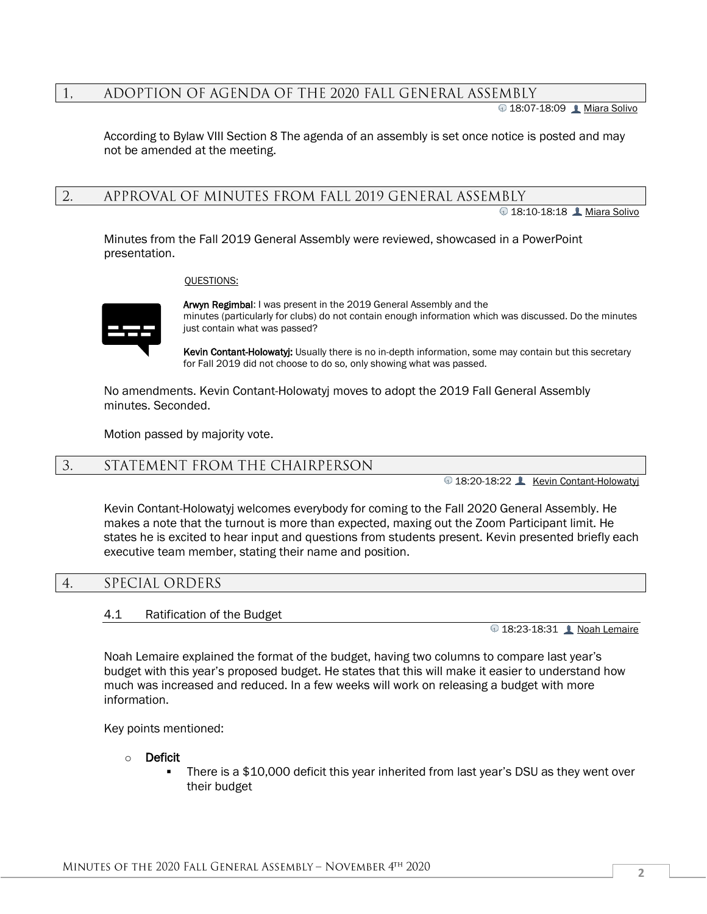## 1. ADOPTION OF AGENDA OF THE 2020 FALL GENERAL ASSEMBLY

18:07-18:09 Miara Solivo

According to Bylaw VIII Section 8 The agenda of an assembly is set once notice is posted and may not be amended at the meeting.

## 2. APPROVAL OF MINUTES FROM FALL 2019 GENERAL ASSEMBLY

18:10-18:18 Miara Solivo

Minutes from the Fall 2019 General Assembly were reviewed, showcased in a PowerPoint presentation.

QUESTIONS:

**Arwyn Regimbal**: I was present in the 2019 General Assembly and the minutes (particularly for clubs) do not contain enough information which was discussed. Do the minutes just contain what was passed?

**Kevin Contant-Holowatyj:** Usually there is no in-depth information, some may contain but this secretary for Fall 2019 did not choose to do so, only showing what was passed.

No amendments. Kevin Contant-Holowatyj moves to adopt the 2019 Fall General Assembly minutes. Seconded.

Motion passed by majority vote.

## 3. STATEMENT FROM THE CHAIRPERSON

18:20-18:22 Kevin Contant-Holowatyj

Kevin Contant-Holowatyj welcomes everybody for coming to the Fall 2020 General Assembly. He makes a note that the turnout is more than expected, maxing out the Zoom Participant limit. He states he is excited to hear input and questions from students present. Kevin presented briefly each executive team member, stating their name and position.

## 4. SPECIAL ORDERS

### 4.1 Ratification of the Budget

18:23-18:31 Noah Lemaire

Noah Lemaire explained the format of the budget, having two columns to compare last year's budget with this year's proposed budget. He states that this will make it easier to understand how much was increased and reduced. In a few weeks will work on releasing a budget with more information.

Key points mentioned:

- **Deficit**
  - There is a $10,000 deficit this year inherited from last year's DSU as they went over their budget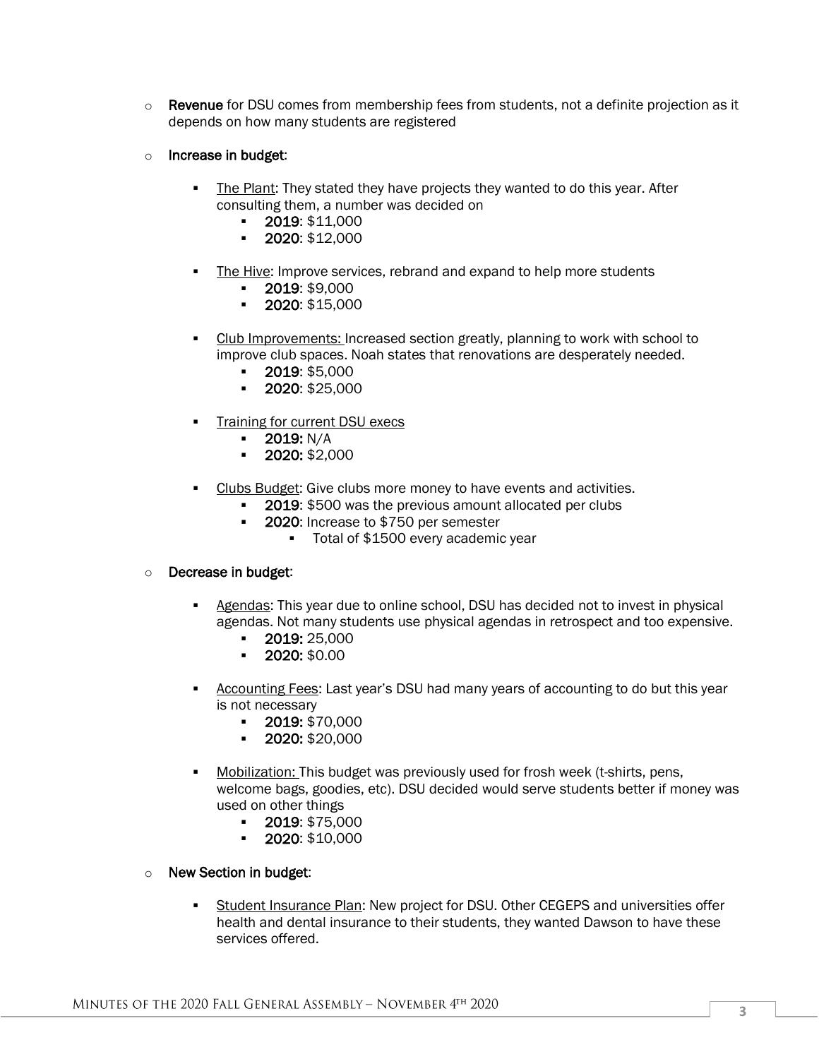- **Revenue** for DSU comes from membership fees from students, not a definite projection as it depends on how many students are registered

- **Increase in budget**:

  - The Plant: They stated they have projects they wanted to do this year. After consulting them, a number was decided on
    - **2019**: $11,000
    - **2020**: $12,000

  - The Hive: Improve services, rebrand and expand to help more students
    - **2019**: $9,000
    - **2020**: $15,000

  - Club Improvements: Increased section greatly, planning to work with school to improve club spaces. Noah states that renovations are desperately needed.
    - **2019**: $5,000
    - **2020**: $25,000

  - Training for current DSU execs
    - **2019:** N/A
    - **2020:** $2,000

  - Clubs Budget: Give clubs more money to have events and activities.
    - **2019**: $500 was the previous amount allocated per clubs
    - **2020**: Increase to $750 per semester
      - Total of $1500 every academic year

- **Decrease in budget**:

  - Agendas: This year due to online school, DSU has decided not to invest in physical agendas. Not many students use physical agendas in retrospect and too expensive.
    - **2019:** 25,000
    - **2020:** $0.00

  - Accounting Fees: Last year's DSU had many years of accounting to do but this year is not necessary
    - **2019:** $70,000
    - **2020:** $20,000

  - Mobilization: This budget was previously used for frosh week (t-shirts, pens, welcome bags, goodies, etc). DSU decided would serve students better if money was used on other things
    - **2019**: $75,000
    - **2020**: $10,000

- **New Section in budget**:

  - Student Insurance Plan: New project for DSU. Other CEGEPS and universities offer health and dental insurance to their students, they wanted Dawson to have these services offered.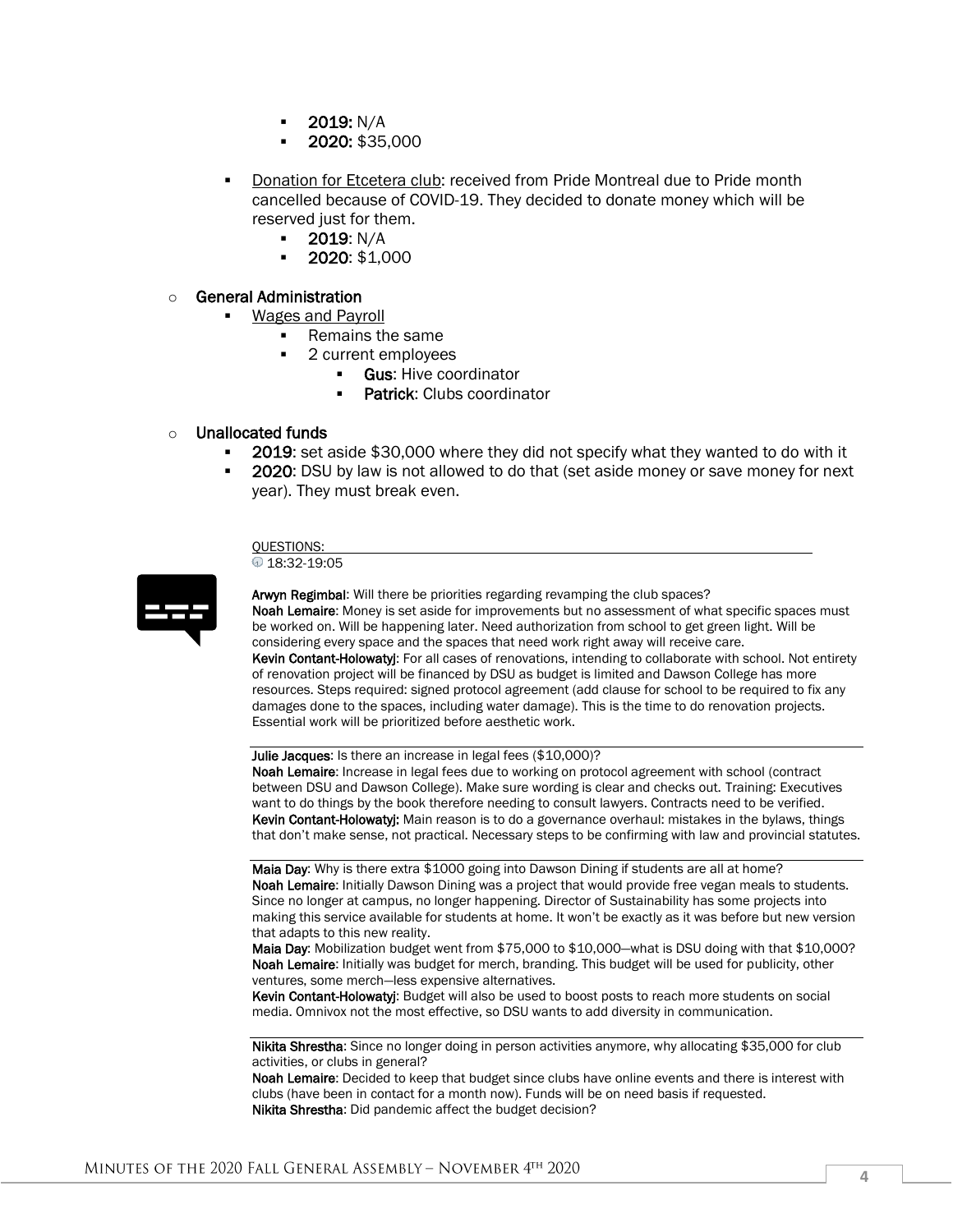- **2019:** N/A
- **2020:** $35,000

- Donation for Etcetera club: received from Pride Montreal due to Pride month cancelled because of COVID-19. They decided to donate money which will be reserved just for them.
  - **2019**: N/A
  - **2020**: $1,000

- **General Administration**
  - Wages and Payroll
    - Remains the same
    - 2 current employees
      - **Gus**: Hive coordinator
      - **Patrick**: Clubs coordinator

- **Unallocated funds**
  - **2019**: set aside $30,000 where they did not specify what they wanted to do with it
  - **2020**: DSU by law is not allowed to do that (set aside money or save money for next year). They must break even.

QUESTIONS:
18:32-19:05

**Arwyn Regimbal**: Will there be priorities regarding revamping the club spaces?
**Noah Lemaire**: Money is set aside for improvements but no assessment of what specific spaces must be worked on. Will be happening later. Need authorization from school to get green light. Will be considering every space and the spaces that need work right away will receive care.
**Kevin Contant-Holowatyj**: For all cases of renovations, intending to collaborate with school. Not entirety of renovation project will be financed by DSU as budget is limited and Dawson College has more resources. Steps required: signed protocol agreement (add clause for school to be required to fix any damages done to the spaces, including water damage). This is the time to do renovation projects. Essential work will be prioritized before aesthetic work.

---

**Julie Jacques**: Is there an increase in legal fees ($10,000)?
**Noah Lemaire**: Increase in legal fees due to working on protocol agreement with school (contract between DSU and Dawson College). Make sure wording is clear and checks out. Training: Executives want to do things by the book therefore needing to consult lawyers. Contracts need to be verified.
**Kevin Contant-Holowatyj:** Main reason is to do a governance overhaul: mistakes in the bylaws, things that don't make sense, not practical. Necessary steps to be confirming with law and provincial statutes.

---

**Maia Day**: Why is there extra $1000 going into Dawson Dining if students are all at home?
**Noah Lemaire**: Initially Dawson Dining was a project that would provide free vegan meals to students. Since no longer at campus, no longer happening. Director of Sustainability has some projects into making this service available for students at home. It won't be exactly as it was before but new version that adapts to this new reality.
**Maia Day**: Mobilization budget went from $75,000 to $10,000—what is DSU doing with that $10,000?
**Noah Lemaire**: Initially was budget for merch, branding. This budget will be used for publicity, other ventures, some merch—less expensive alternatives.
**Kevin Contant-Holowatyj**: Budget will also be used to boost posts to reach more students on social media. Omnivox not the most effective, so DSU wants to add diversity in communication.

---

**Nikita Shrestha**: Since no longer doing in person activities anymore, why allocating $35,000 for club activities, or clubs in general?
**Noah Lemaire**: Decided to keep that budget since clubs have online events and there is interest with clubs (have been in contact for a month now). Funds will be on need basis if requested.
**Nikita Shrestha**: Did pandemic affect the budget decision?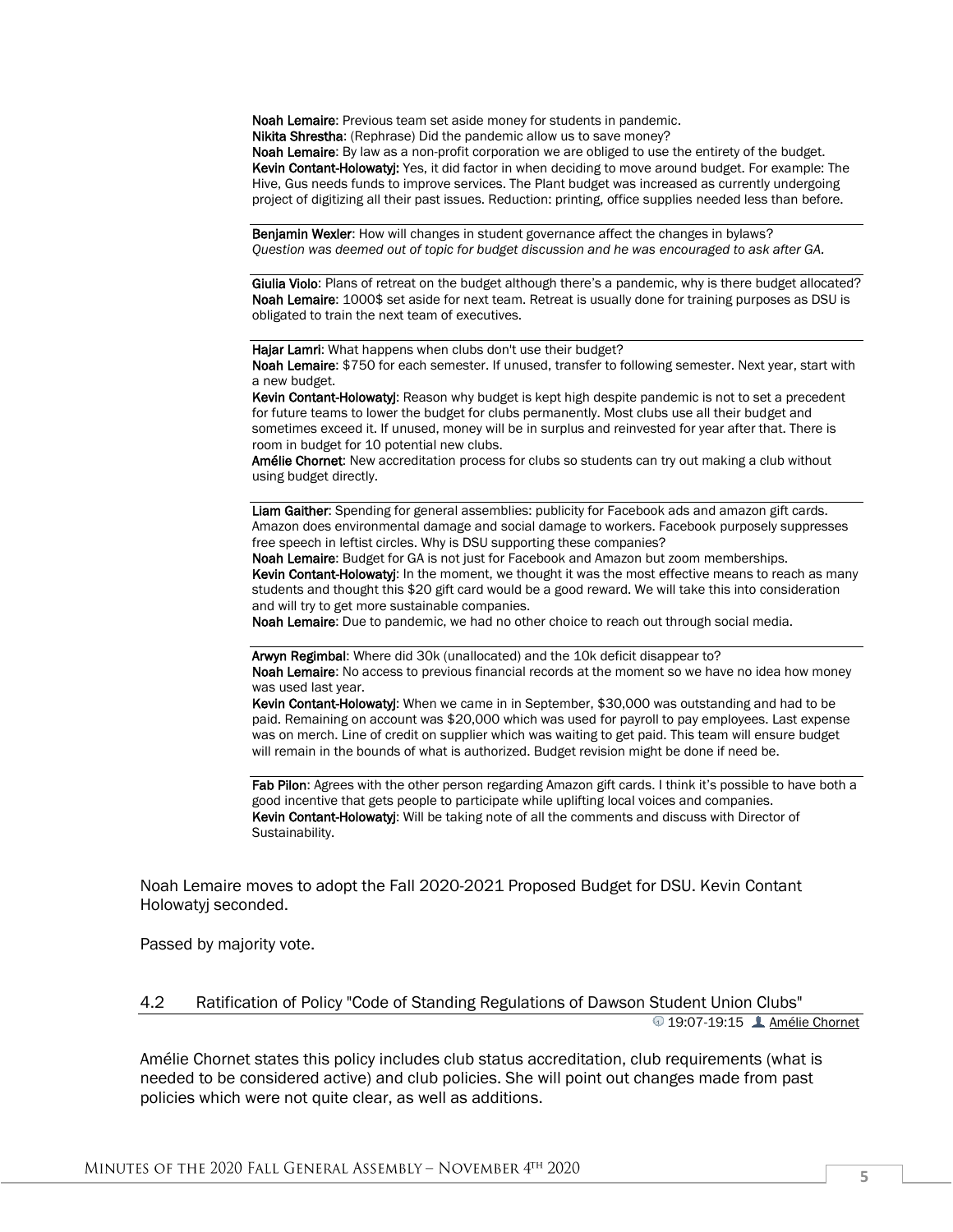**Noah Lemaire**: Previous team set aside money for students in pandemic.
**Nikita Shrestha**: (Rephrase) Did the pandemic allow us to save money?
**Noah Lemaire**: By law as a non-profit corporation we are obliged to use the entirety of the budget.
**Kevin Contant-Holowatyj:** Yes, it did factor in when deciding to move around budget. For example: The Hive, Gus needs funds to improve services. The Plant budget was increased as currently undergoing project of digitizing all their past issues. Reduction: printing, office supplies needed less than before.

---

**Benjamin Wexler**: How will changes in student governance affect the changes in bylaws?
*Question was deemed out of topic for budget discussion and he was encouraged to ask after GA.*

---

**Giulia Violo**: Plans of retreat on the budget although there's a pandemic, why is there budget allocated?
**Noah Lemaire**: 1000$ set aside for next team. Retreat is usually done for training purposes as DSU is obligated to train the next team of executives.

---

**Hajar Lamri**: What happens when clubs don't use their budget?
**Noah Lemaire**: $750 for each semester. If unused, transfer to following semester. Next year, start with a new budget.
**Kevin Contant-Holowatyj**: Reason why budget is kept high despite pandemic is not to set a precedent for future teams to lower the budget for clubs permanently. Most clubs use all their budget and sometimes exceed it. If unused, money will be in surplus and reinvested for year after that. There is room in budget for 10 potential new clubs.
**Amélie Chornet**: New accreditation process for clubs so students can try out making a club without using budget directly.

---

**Liam Gaither**: Spending for general assemblies: publicity for Facebook ads and amazon gift cards. Amazon does environmental damage and social damage to workers. Facebook purposely suppresses free speech in leftist circles. Why is DSU supporting these companies?
**Noah Lemaire**: Budget for GA is not just for Facebook and Amazon but zoom memberships.
**Kevin Contant-Holowatyj**: In the moment, we thought it was the most effective means to reach as many students and thought this $20 gift card would be a good reward. We will take this into consideration and will try to get more sustainable companies.
**Noah Lemaire**: Due to pandemic, we had no other choice to reach out through social media.

---

**Arwyn Regimbal**: Where did 30k (unallocated) and the 10k deficit disappear to?
**Noah Lemaire**: No access to previous financial records at the moment so we have no idea how money was used last year.
**Kevin Contant-Holowatyj**: When we came in in September, $30,000 was outstanding and had to be paid. Remaining on account was $20,000 which was used for payroll to pay employees. Last expense was on merch. Line of credit on supplier which was waiting to get paid. This team will ensure budget will remain in the bounds of what is authorized. Budget revision might be done if need be.

---

**Fab Pilon**: Agrees with the other person regarding Amazon gift cards. I think it's possible to have both a good incentive that gets people to participate while uplifting local voices and companies.
**Kevin Contant-Holowatyj**: Will be taking note of all the comments and discuss with Director of Sustainability.

Noah Lemaire moves to adopt the Fall 2020-2021 Proposed Budget for DSU. Kevin Contant Holowatyj seconded.

Passed by majority vote.

### 4.2 Ratification of Policy "Code of Standing Regulations of Dawson Student Union Clubs"

19:07-19:15 Amélie Chornet

Amélie Chornet states this policy includes club status accreditation, club requirements (what is needed to be considered active) and club policies. She will point out changes made from past policies which were not quite clear, as well as additions.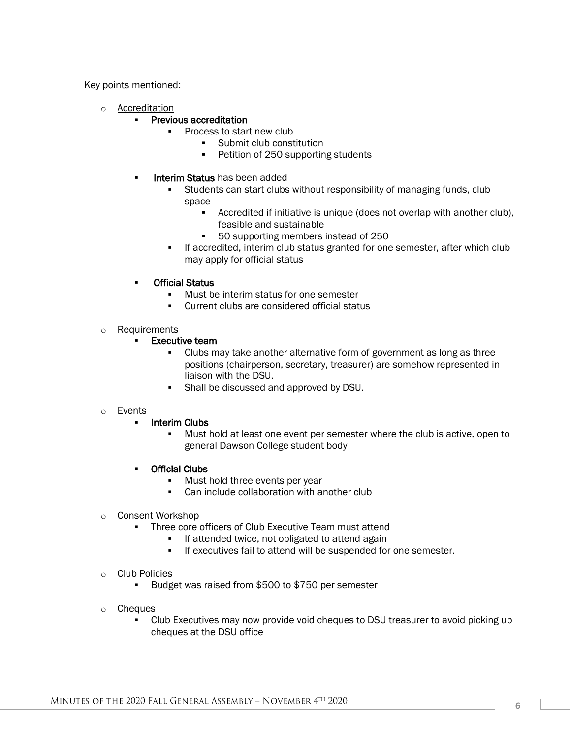Key points mentioned:

- Accreditation
  - **Previous accreditation**
    - Process to start new club
      - Submit club constitution
      - Petition of 250 supporting students
  - **Interim Status** has been added
    - Students can start clubs without responsibility of managing funds, club space
      - Accredited if initiative is unique (does not overlap with another club), feasible and sustainable
      - 50 supporting members instead of 250
    - If accredited, interim club status granted for one semester, after which club may apply for official status
  - **Official Status**
    - Must be interim status for one semester
    - Current clubs are considered official status
- Requirements
  - **Executive team**
    - Clubs may take another alternative form of government as long as three positions (chairperson, secretary, treasurer) are somehow represented in liaison with the DSU.
    - Shall be discussed and approved by DSU.
- Events
  - **Interim Clubs**
    - Must hold at least one event per semester where the club is active, open to general Dawson College student body
  - **Official Clubs**
    - Must hold three events per year
    - Can include collaboration with another club
- Consent Workshop
  - Three core officers of Club Executive Team must attend
    - If attended twice, not obligated to attend again
    - If executives fail to attend will be suspended for one semester.
- Club Policies
  - Budget was raised from $500 to $750 per semester
- Cheques
  - Club Executives may now provide void cheques to DSU treasurer to avoid picking up cheques at the DSU office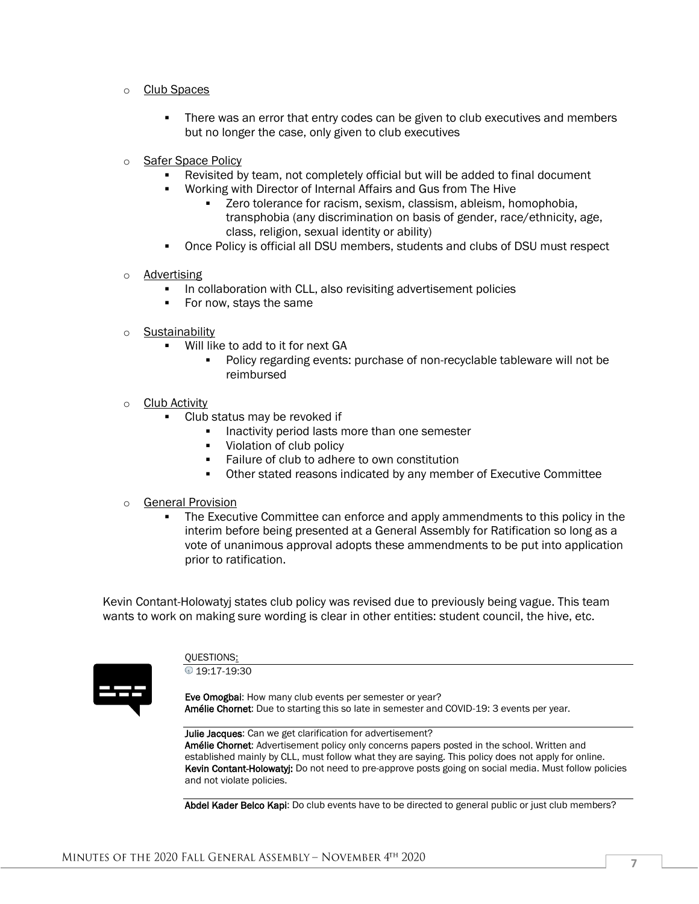- Club Spaces
  - There was an error that entry codes can be given to club executives and members but no longer the case, only given to club executives

- Safer Space Policy
  - Revisited by team, not completely official but will be added to final document
  - Working with Director of Internal Affairs and Gus from The Hive
    - Zero tolerance for racism, sexism, classism, ableism, homophobia, transphobia (any discrimination on basis of gender, race/ethnicity, age, class, religion, sexual identity or ability)
  - Once Policy is official all DSU members, students and clubs of DSU must respect

- Advertising
  - In collaboration with CLL, also revisiting advertisement policies
  - For now, stays the same

- Sustainability
  - Will like to add to it for next GA
    - Policy regarding events: purchase of non-recyclable tableware will not be reimbursed

- Club Activity
  - Club status may be revoked if
    - Inactivity period lasts more than one semester
    - Violation of club policy
    - Failure of club to adhere to own constitution
    - Other stated reasons indicated by any member of Executive Committee

- General Provision
  - The Executive Committee can enforce and apply ammendments to this policy in the interim before being presented at a General Assembly for Ratification so long as a vote of unanimous approval adopts these ammendments to be put into application prior to ratification.

Kevin Contant-Holowatyj states club policy was revised due to previously being vague. This team wants to work on making sure wording is clear in other entities: student council, the hive, etc.

QUESTIONS:

19:17-19:30

**Eve Omogbai**: How many club events per semester or year?
**Amélie Chornet**: Due to starting this so late in semester and COVID-19: 3 events per year.

**Julie Jacques**: Can we get clarification for advertisement?
**Amélie Chornet**: Advertisement policy only concerns papers posted in the school. Written and established mainly by CLL, must follow what they are saying. This policy does not apply for online.
**Kevin Contant-Holowatyj:** Do not need to pre-approve posts going on social media. Must follow policies and not violate policies.

**Abdel Kader Belco Kapi**: Do club events have to be directed to general public or just club members?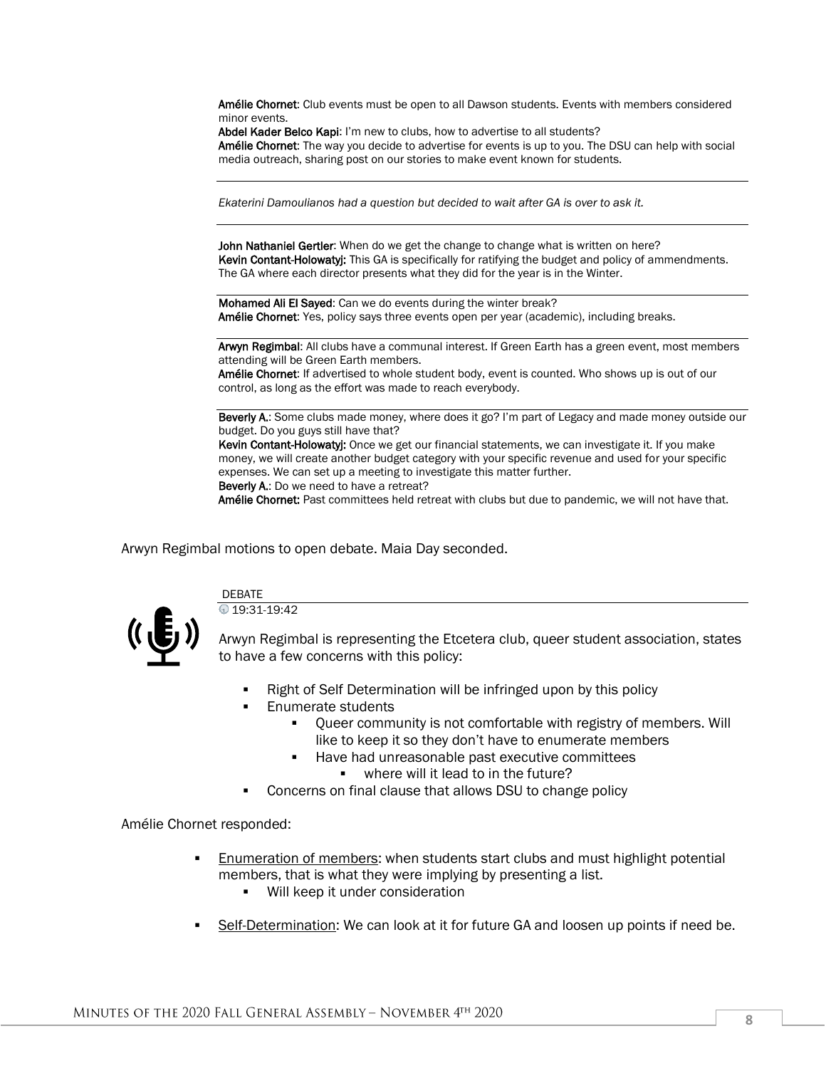**Amélie Chornet**: Club events must be open to all Dawson students. Events with members considered minor events.

**Abdel Kader Belco Kapi**: I'm new to clubs, how to advertise to all students?

**Amélie Chornet**: The way you decide to advertise for events is up to you. The DSU can help with social media outreach, sharing post on our stories to make event known for students.

---

*Ekaterini Damoulianos had a question but decided to wait after GA is over to ask it.*

---

**John Nathaniel Gertler**: When do we get the change to change what is written on here?

**Kevin Contant-Holowatyj**: This GA is specifically for ratifying the budget and policy of ammendments. The GA where each director presents what they did for the year is in the Winter.

---

**Mohamed Ali El Sayed**: Can we do events during the winter break?

**Amélie Chornet**: Yes, policy says three events open per year (academic), including breaks.

---

**Arwyn Regimbal**: All clubs have a communal interest. If Green Earth has a green event, most members attending will be Green Earth members.

**Amélie Chornet**: If advertised to whole student body, event is counted. Who shows up is out of our control, as long as the effort was made to reach everybody.

---

**Beverly A.**: Some clubs made money, where does it go? I'm part of Legacy and made money outside our budget. Do you guys still have that?

**Kevin Contant-Holowatyj:** Once we get our financial statements, we can investigate it. If you make money, we will create another budget category with your specific revenue and used for your specific expenses. We can set up a meeting to investigate this matter further.

**Beverly A.**: Do we need to have a retreat?

**Amélie Chornet:** Past committees held retreat with clubs but due to pandemic, we will not have that.

Arwyn Regimbal motions to open debate. Maia Day seconded.

DEBATE

19:31-19:42

Arwyn Regimbal is representing the Etcetera club, queer student association, states to have a few concerns with this policy:

- Right of Self Determination will be infringed upon by this policy
- Enumerate students
  - Queer community is not comfortable with registry of members. Will like to keep it so they don't have to enumerate members
  - Have had unreasonable past executive committees
    - where will it lead to in the future?
- Concerns on final clause that allows DSU to change policy

Amélie Chornet responded:

- Enumeration of members: when students start clubs and must highlight potential members, that is what they were implying by presenting a list.
  - Will keep it under consideration
- Self-Determination: We can look at it for future GA and loosen up points if need be.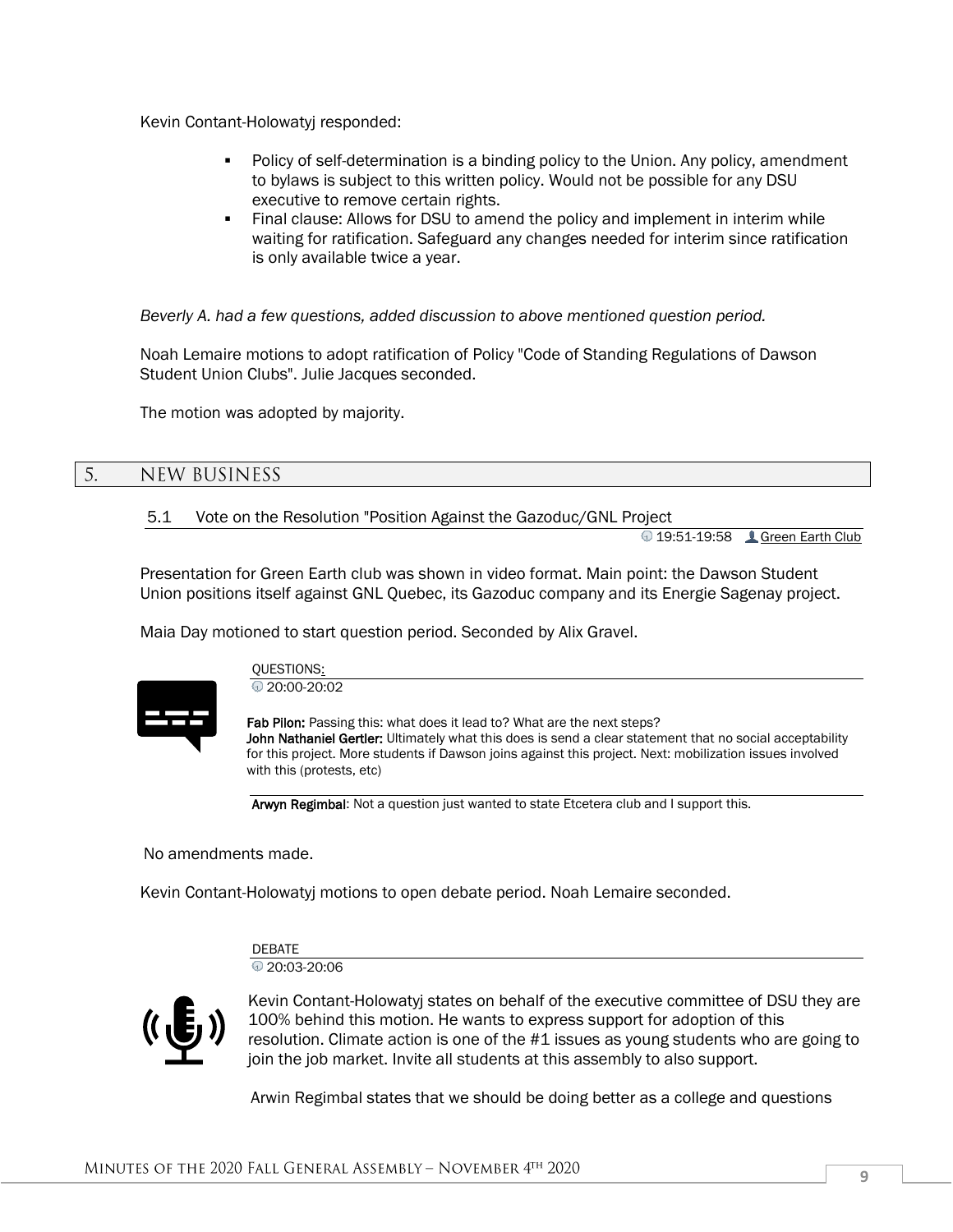Kevin Contant-Holowatyj responded:

- Policy of self-determination is a binding policy to the Union. Any policy, amendment to bylaws is subject to this written policy. Would not be possible for any DSU executive to remove certain rights.
- Final clause: Allows for DSU to amend the policy and implement in interim while waiting for ratification. Safeguard any changes needed for interim since ratification is only available twice a year.

*Beverly A. had a few questions, added discussion to above mentioned question period.*

Noah Lemaire motions to adopt ratification of Policy "Code of Standing Regulations of Dawson Student Union Clubs". Julie Jacques seconded.

The motion was adopted by majority.

## 5. NEW BUSINESS

### 5.1 Vote on the Resolution "Position Against the Gazoduc/GNL Project

19:51-19:58 Green Earth Club

Presentation for Green Earth club was shown in video format. Main point: the Dawson Student Union positions itself against GNL Quebec, its Gazoduc company and its Energie Sagenay project.

Maia Day motioned to start question period. Seconded by Alix Gravel.

QUESTIONS:

20:00-20:02

**Fab Pilon:** Passing this: what does it lead to? What are the next steps?
**John Nathaniel Gertler:** Ultimately what this does is send a clear statement that no social acceptability for this project. More students if Dawson joins against this project. Next: mobilization issues involved with this (protests, etc)

**Arwyn Regimbal**: Not a question just wanted to state Etcetera club and I support this.

No amendments made.

Kevin Contant-Holowatyj motions to open debate period. Noah Lemaire seconded.

DEBATE

20:03-20:06

Kevin Contant-Holowatyj states on behalf of the executive committee of DSU they are 100% behind this motion. He wants to express support for adoption of this resolution. Climate action is one of the #1 issues as young students who are going to join the job market. Invite all students at this assembly to also support.

Arwin Regimbal states that we should be doing better as a college and questions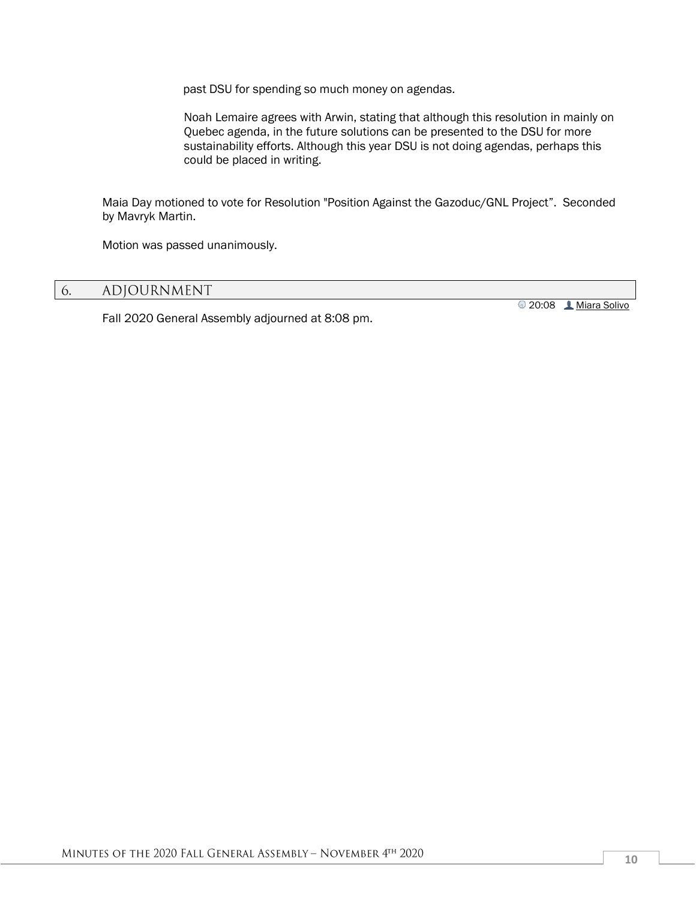past DSU for spending so much money on agendas.

Noah Lemaire agrees with Arwin, stating that although this resolution in mainly on Quebec agenda, in the future solutions can be presented to the DSU for more sustainability efforts. Although this year DSU is not doing agendas, perhaps this could be placed in writing.

Maia Day motioned to vote for Resolution "Position Against the Gazoduc/GNL Project". Seconded by Mavryk Martin.

Motion was passed unanimously.

## 6. ADJOURNMENT

20:08 Miara Solivo

Fall 2020 General Assembly adjourned at 8:08 pm.